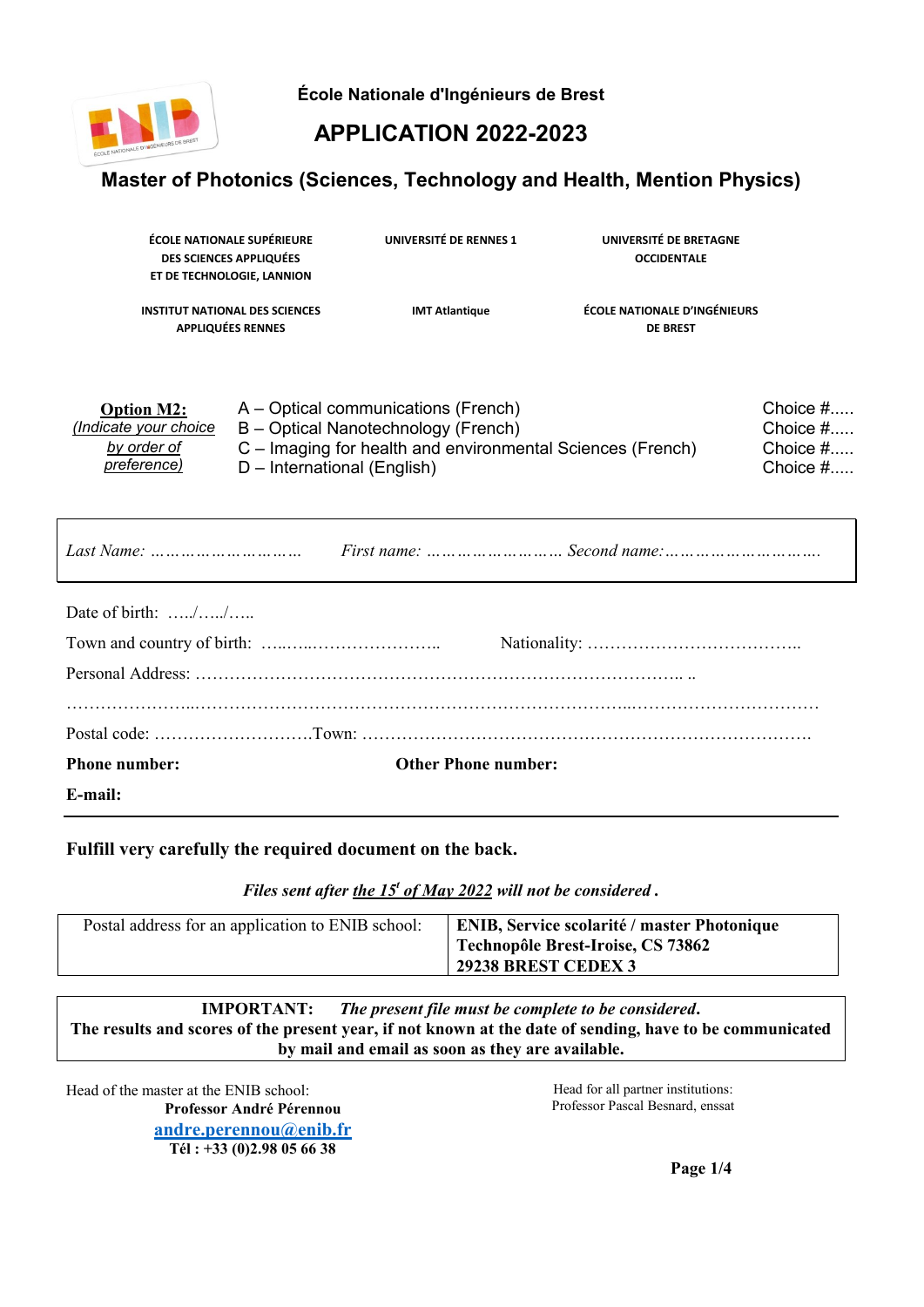École Nationale d'Ingénieurs de Brest

# APPLICATION 2022-2023

## Master of Photonics (Sciences, Technology and Health, Mention Physics)

| | | |
|---|---|---|
| ÉCOLE NATIONALE SUPÉRIEURE DES SCIENCES APPLIQUÉES ET DE TECHNOLOGIE, LANNION | UNIVERSITÉ DE RENNES 1 | UNIVERSITÉ DE BRETAGNE OCCIDENTALE |
| INSTITUT NATIONAL DES SCIENCES APPLIQUÉES RENNES | IMT Atlantique | ÉCOLE NATIONALE D'INGÉNIEURS DE BREST |

| | | |
|---|---|---|
| **Option M2:** *(Indicate your choice by order of preference)* | A – Optical communications (French) | Choice #..... |
| | B – Optical Nanotechnology (French) | Choice #..... |
| | C – Imaging for health and environmental Sciences (French) | Choice #..... |
| | D – International (English) | Choice #..... |

*Last Name: ………………………… First name: ……………………… Second name:………………………….*

Date of birth: …../…../…..

Town and country of birth: …..…...………………….. Nationality: ………………………………..

Personal Address: ……………………………………………………………………….. ..

…………………...……………………………………………………………...……………………………

Postal code: ……………………….Town: ………………………………………………………………….

**Phone number:** **Other Phone number:**

**E-mail:**

---

**Fulfill very carefully the required document on the back.**

***Files sent after the 15' of May 2022 will not be considered .***

| | |
|---|---|
| Postal address for an application to ENIB school: | **ENIB, Service scolarité / master Photonique**<br>**Technopôle Brest-Iroise, CS 73862**<br>**29238 BREST CEDEX 3** |

**IMPORTANT:** ***The present file must be complete to be considered.***
**The results and scores of the present year, if not known at the date of sending, have to be communicated by mail and email as soon as they are available.**

Head of the master at the ENIB school:
**Professor André Pérennou**
**andre.perennou@enib.fr**
**Tél : +33 (0)2.98 05 66 38**

Head for all partner institutions:
Professor Pascal Besnard, enssat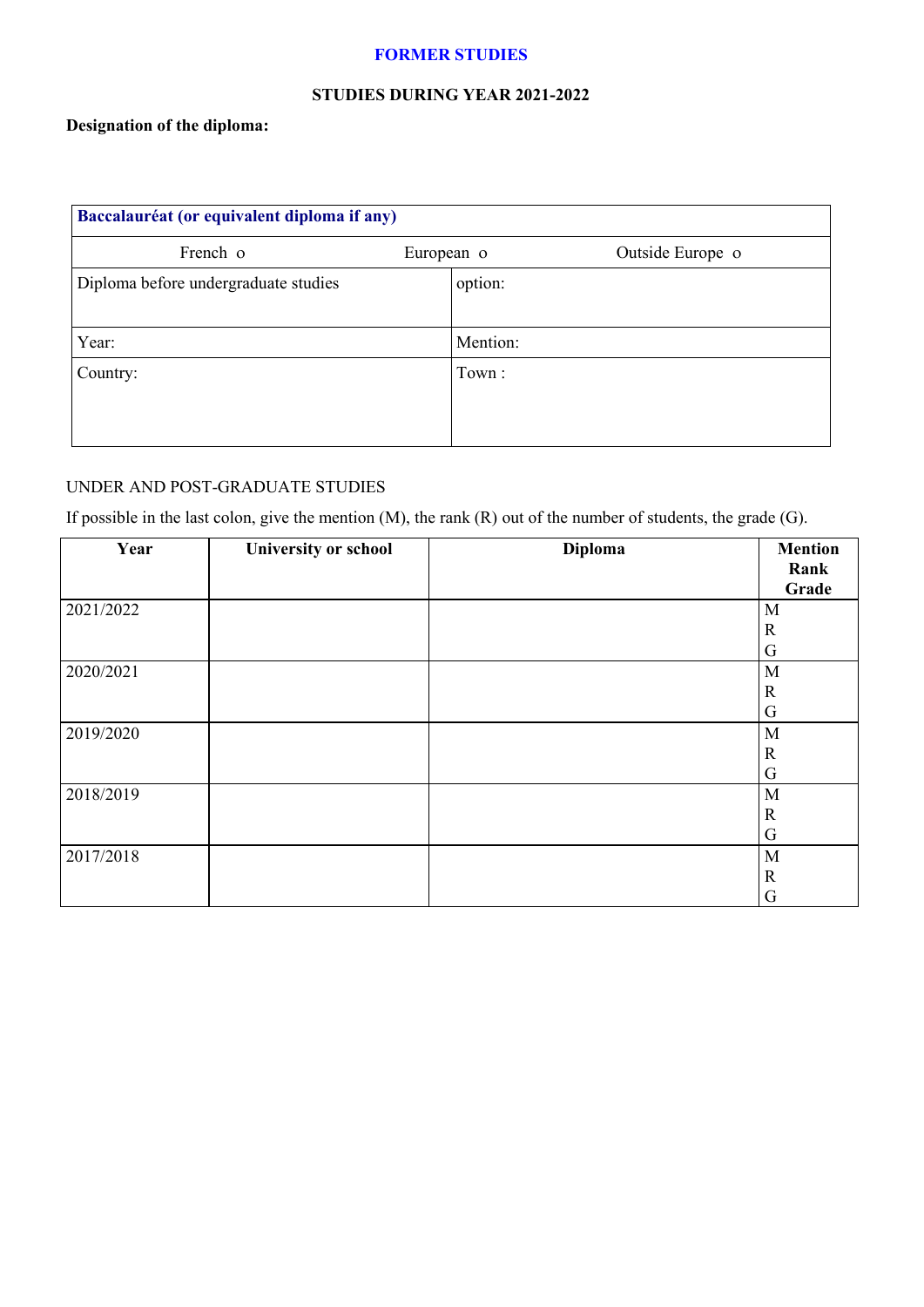## FORMER STUDIES

### STUDIES DURING YEAR 2021-2022

**Designation of the diploma:**

| **Baccalauréat (or equivalent diploma if any)** | | |
|---|---|---|
| French o | European o | Outside Europe o |
| Diploma before undergraduate studies | option: | |
| Year: | Mention: | |
| Country: | Town : | |

UNDER AND POST-GRADUATE STUDIES

If possible in the last colon, give the mention (M), the rank (R) out of the number of students, the grade (G).

| **Year** | **University or school** | **Diploma** | **Mention Rank Grade** |
|---|---|---|---|
| 2021/2022 | | | M<br>R<br>G |
| 2020/2021 | | | M<br>R<br>G |
| 2019/2020 | | | M<br>R<br>G |
| 2018/2019 | | | M<br>R<br>G |
| 2017/2018 | | | M<br>R<br>G |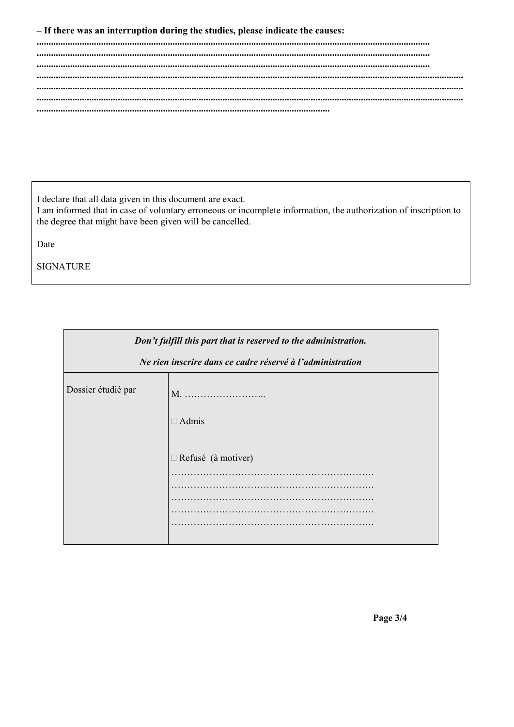**– If there was an interruption during the studies, please indicate the causes:**

**.................................................................................................................................................................**
**.................................................................................................................................................................**
**.................................................................................................................................................................**
**...........................................................................................................................................................................**
**...........................................................................................................................................................................**
**...........................................................................................................................................................................**
**.........................................................................................................................**

I declare that all data given in this document are exact.
I am informed that in case of voluntary erroneous or incomplete information, the authorization of inscription to the degree that might have been given will be cancelled.

Date

SIGNATURE

| *Don't fulfill this part that is reserved to the administration.* *Ne rien inscrire dans ce cadre réservé à l'administration* | |
|---|---|
| Dossier étudié par | M. …………………….. ☐ Admis ☐ Refusé (à motiver) ………………………………………………………. ………………………………………………………. ………………………………………………………. ………………………………………………………. ………………………………………………………. |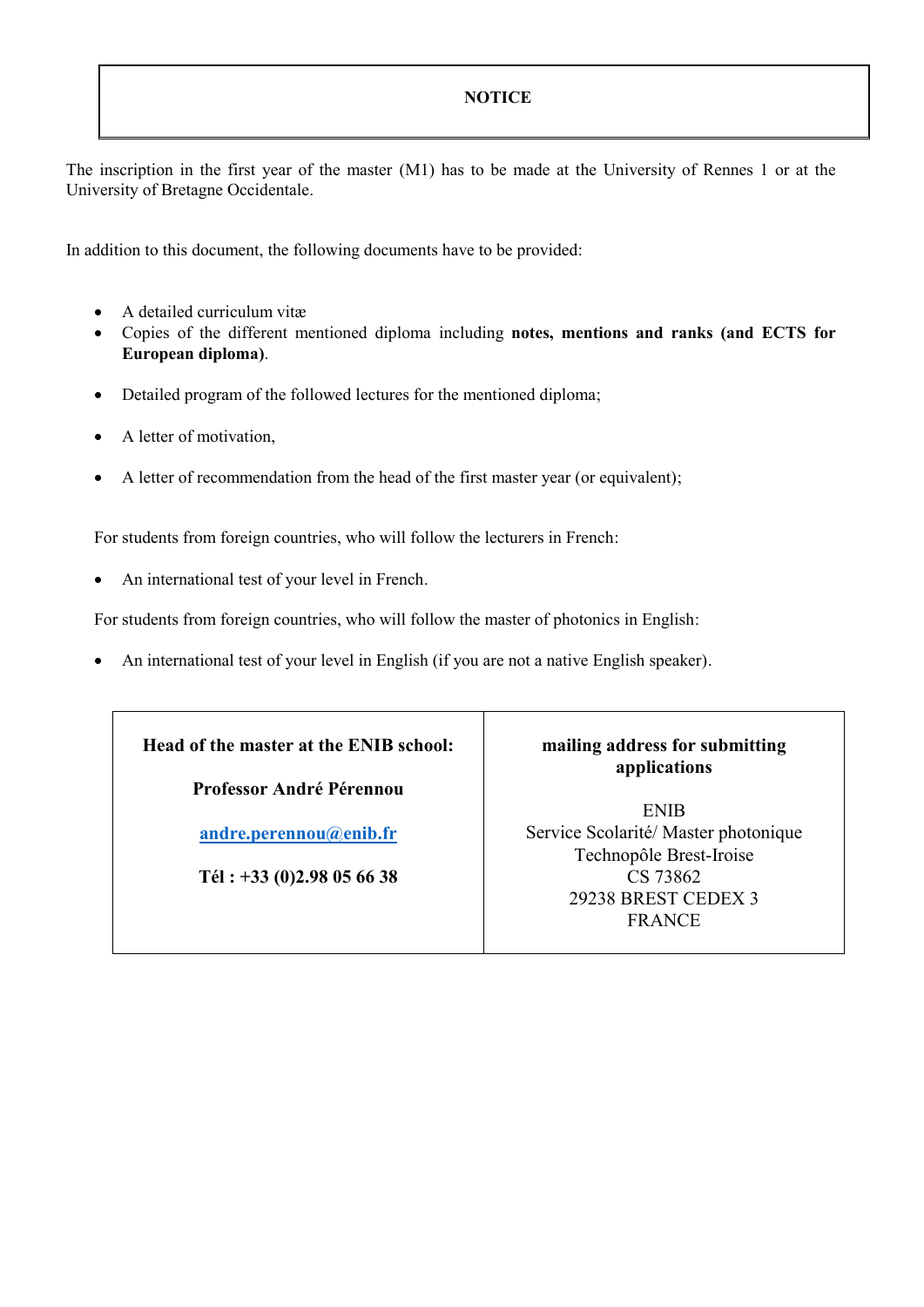# NOTICE

The inscription in the first year of the master (M1) has to be made at the University of Rennes 1 or at the University of Bretagne Occidentale.

In addition to this document, the following documents have to be provided:

- A detailed curriculum vitæ
- Copies of the different mentioned diploma including **notes, mentions and ranks (and ECTS for European diploma)**.
- Detailed program of the followed lectures for the mentioned diploma;
- A letter of motivation,
- A letter of recommendation from the head of the first master year (or equivalent);

For students from foreign countries, who will follow the lecturers in French:

- An international test of your level in French.

For students from foreign countries, who will follow the master of photonics in English:

- An international test of your level in English (if you are not a native English speaker).

| | |
|---|---|
| **Head of the master at the ENIB school:**<br><br>**Professor André Pérennou**<br><br>**andre.perennou@enib.fr**<br><br>**Tél : +33 (0)2.98 05 66 38** | **mailing address for submitting applications**<br><br>ENIB<br>Service Scolarité/ Master photonique<br>Technopôle Brest-Iroise<br>CS 73862<br>29238 BREST CEDEX 3<br>FRANCE |